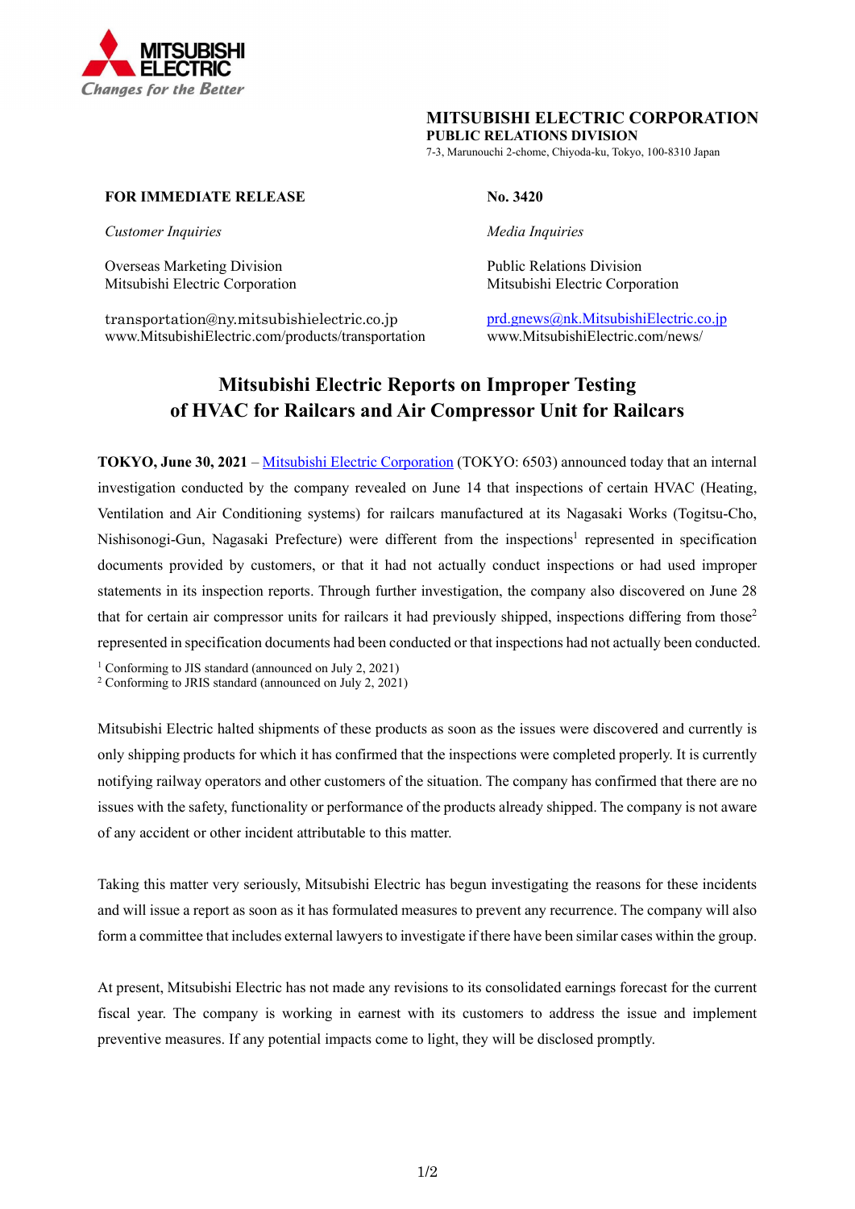**MITSUBISHI ELECTRIC CORPORATION**
**PUBLIC RELATIONS DIVISION**
7-3, Marunouchi 2-chome, Chiyoda-ku, Tokyo, 100-8310 Japan

**FOR IMMEDIATE RELEASE**

**No. 3420**

*Customer Inquiries*

Overseas Marketing Division
Mitsubishi Electric Corporation

transportation@ny.mitsubishielectric.co.jp
www.MitsubishiElectric.com/products/transportation

*Media Inquiries*

Public Relations Division
Mitsubishi Electric Corporation

prd.gnews@nk.MitsubishiElectric.co.jp
www.MitsubishiElectric.com/news/

# Mitsubishi Electric Reports on Improper Testing of HVAC for Railcars and Air Compressor Unit for Railcars

**TOKYO, June 30, 2021** – Mitsubishi Electric Corporation (TOKYO: 6503) announced today that an internal investigation conducted by the company revealed on June 14 that inspections of certain HVAC (Heating, Ventilation and Air Conditioning systems) for railcars manufactured at its Nagasaki Works (Togitsu-Cho, Nishisonogi-Gun, Nagasaki Prefecture) were different from the inspections[1] represented in specification documents provided by customers, or that it had not actually conduct inspections or had used improper statements in its inspection reports. Through further investigation, the company also discovered on June 28 that for certain air compressor units for railcars it had previously shipped, inspections differing from those[2] represented in specification documents had been conducted or that inspections had not actually been conducted.

[1] Conforming to JIS standard (announced on July 2, 2021)
[2] Conforming to JRIS standard (announced on July 2, 2021)

Mitsubishi Electric halted shipments of these products as soon as the issues were discovered and currently is only shipping products for which it has confirmed that the inspections were completed properly. It is currently notifying railway operators and other customers of the situation. The company has confirmed that there are no issues with the safety, functionality or performance of the products already shipped. The company is not aware of any accident or other incident attributable to this matter.

Taking this matter very seriously, Mitsubishi Electric has begun investigating the reasons for these incidents and will issue a report as soon as it has formulated measures to prevent any recurrence. The company will also form a committee that includes external lawyers to investigate if there have been similar cases within the group.

At present, Mitsubishi Electric has not made any revisions to its consolidated earnings forecast for the current fiscal year. The company is working in earnest with its customers to address the issue and implement preventive measures. If any potential impacts come to light, they will be disclosed promptly.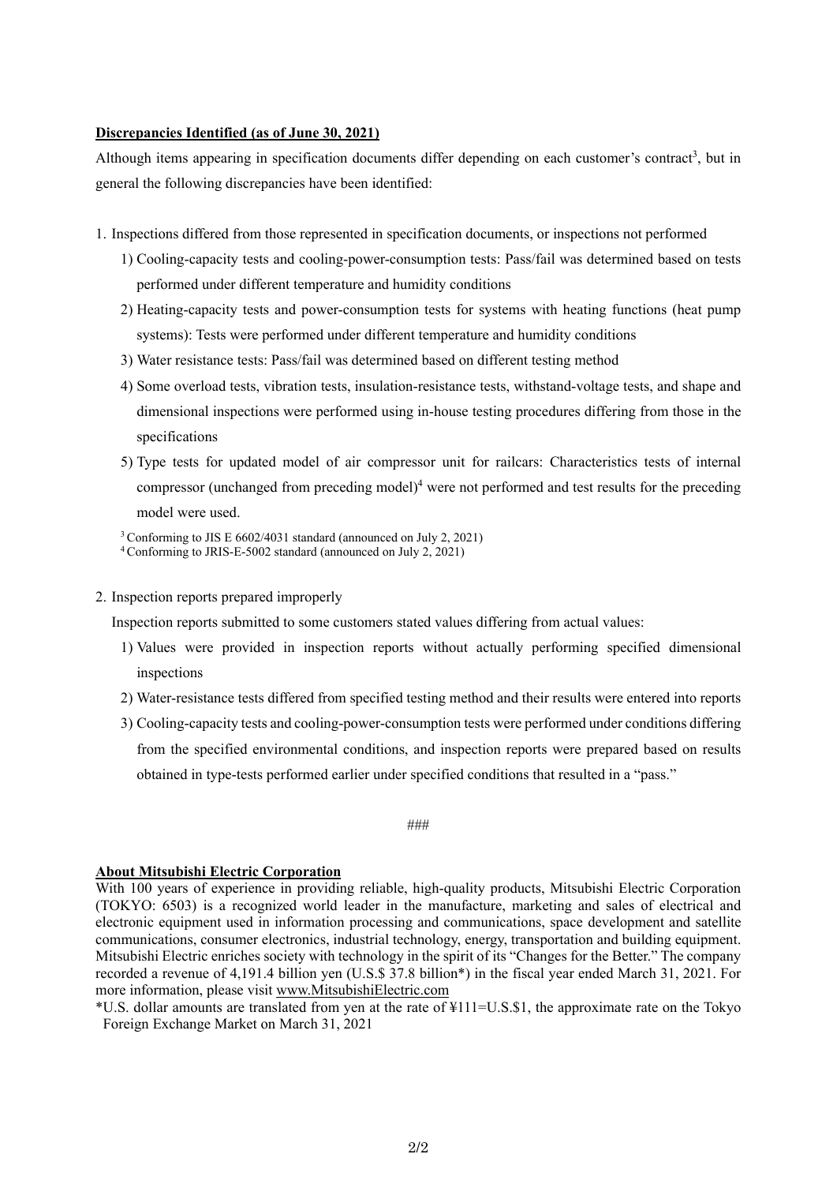**Discrepancies Identified (as of June 30, 2021)**

Although items appearing in specification documents differ depending on each customer's contract[3], but in general the following discrepancies have been identified:

1. Inspections differed from those represented in specification documents, or inspections not performed
   1) Cooling-capacity tests and cooling-power-consumption tests: Pass/fail was determined based on tests performed under different temperature and humidity conditions
   2) Heating-capacity tests and power-consumption tests for systems with heating functions (heat pump systems): Tests were performed under different temperature and humidity conditions
   3) Water resistance tests: Pass/fail was determined based on different testing method
   4) Some overload tests, vibration tests, insulation-resistance tests, withstand-voltage tests, and shape and dimensional inspections were performed using in-house testing procedures differing from those in the specifications
   5) Type tests for updated model of air compressor unit for railcars: Characteristics tests of internal compressor (unchanged from preceding model)[4] were not performed and test results for the preceding model were used.

[3] Conforming to JIS E 6602/4031 standard (announced on July 2, 2021)
[4] Conforming to JRIS-E-5002 standard (announced on July 2, 2021)

2. Inspection reports prepared improperly

   Inspection reports submitted to some customers stated values differing from actual values:
   1) Values were provided in inspection reports without actually performing specified dimensional inspections
   2) Water-resistance tests differed from specified testing method and their results were entered into reports
   3) Cooling-capacity tests and cooling-power-consumption tests were performed under conditions differing from the specified environmental conditions, and inspection reports were prepared based on results obtained in type-tests performed earlier under specified conditions that resulted in a "pass."

###

**About Mitsubishi Electric Corporation**

With 100 years of experience in providing reliable, high-quality products, Mitsubishi Electric Corporation (TOKYO: 6503) is a recognized world leader in the manufacture, marketing and sales of electrical and electronic equipment used in information processing and communications, space development and satellite communications, consumer electronics, industrial technology, energy, transportation and building equipment. Mitsubishi Electric enriches society with technology in the spirit of its "Changes for the Better." The company recorded a revenue of 4,191.4 billion yen (U.S.$ 37.8 billion*) in the fiscal year ended March 31, 2021. For more information, please visit www.MitsubishiElectric.com

*U.S. dollar amounts are translated from yen at the rate of ¥111=U.S.$1, the approximate rate on the Tokyo Foreign Exchange Market on March 31, 2021